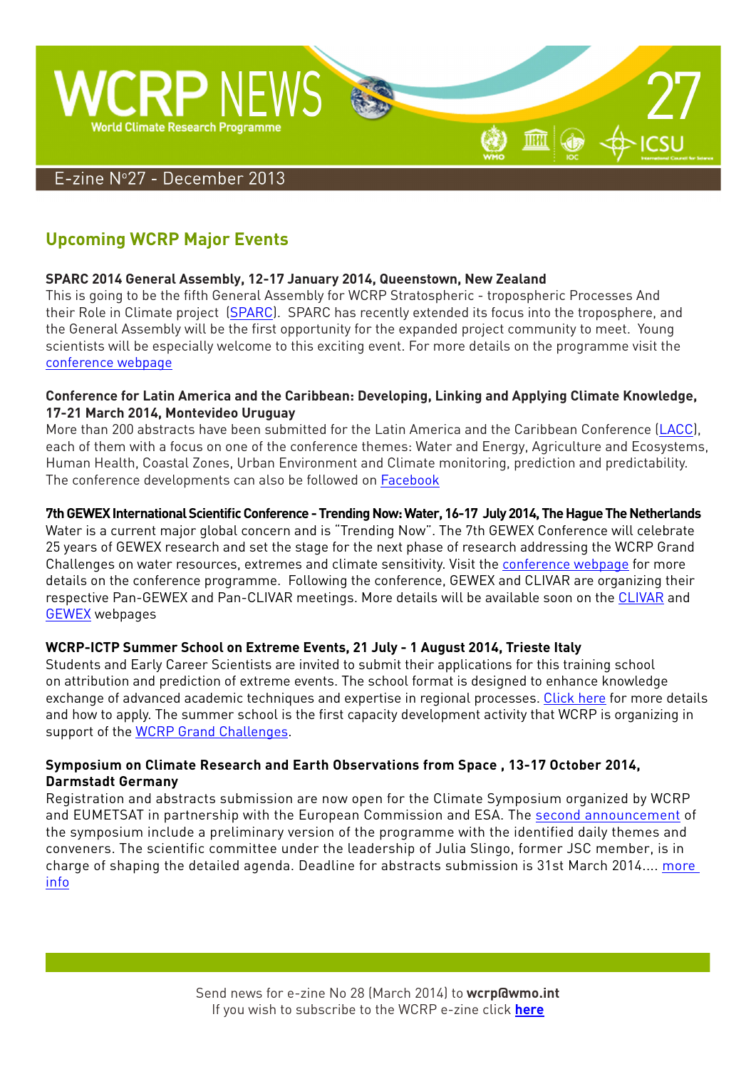# WCRP NEWS

World Climate Research Programme

27

E-zine N°27 - December 2013

## Upcoming WCRP Major Events

**SPARC 2014 General Assembly, 12-17 January 2014, Queenstown, New Zealand**

This is going to be the fifth General Assembly for WCRP Stratospheric - tropospheric Processes And their Role in Climate project (SPARC). SPARC has recently extended its focus into the troposphere, and the General Assembly will be the first opportunity for the expanded project community to meet. Young scientists will be especially welcome to this exciting event. For more details on the programme visit the conference webpage

**Conference for Latin America and the Caribbean: Developing, Linking and Applying Climate Knowledge, 17-21 March 2014, Montevideo Uruguay**

More than 200 abstracts have been submitted for the Latin America and the Caribbean Conference (LACC), each of them with a focus on one of the conference themes: Water and Energy, Agriculture and Ecosystems, Human Health, Coastal Zones, Urban Environment and Climate monitoring, prediction and predictability. The conference developments can also be followed on Facebook

**7th GEWEX International Scientific Conference - Trending Now: Water, 16-17 July 2014, The Hague The Netherlands**

Water is a current major global concern and is "Trending Now". The 7th GEWEX Conference will celebrate 25 years of GEWEX research and set the stage for the next phase of research addressing the WCRP Grand Challenges on water resources, extremes and climate sensitivity. Visit the conference webpage for more details on the conference programme. Following the conference, GEWEX and CLIVAR are organizing their respective Pan-GEWEX and Pan-CLIVAR meetings. More details will be available soon on the CLIVAR and GEWEX webpages

**WCRP-ICTP Summer School on Extreme Events, 21 July - 1 August 2014, Trieste Italy**

Students and Early Career Scientists are invited to submit their applications for this training school on attribution and prediction of extreme events. The school format is designed to enhance knowledge exchange of advanced academic techniques and expertise in regional processes. Click here for more details and how to apply. The summer school is the first capacity development activity that WCRP is organizing in support of the WCRP Grand Challenges.

**Symposium on Climate Research and Earth Observations from Space , 13-17 October 2014, Darmstadt Germany**

Registration and abstracts submission are now open for the Climate Symposium organized by WCRP and EUMETSAT in partnership with the European Commission and ESA. The second announcement of the symposium include a preliminary version of the programme with the identified daily themes and conveners. The scientific committee under the leadership of Julia Slingo, former JSC member, is in charge of shaping the detailed agenda. Deadline for abstracts submission is 31st March 2014.... more info

Send news for e-zine No 28 (March 2014) to **wcrp@wmo.int**
If you wish to subscribe to the WCRP e-zine click **here**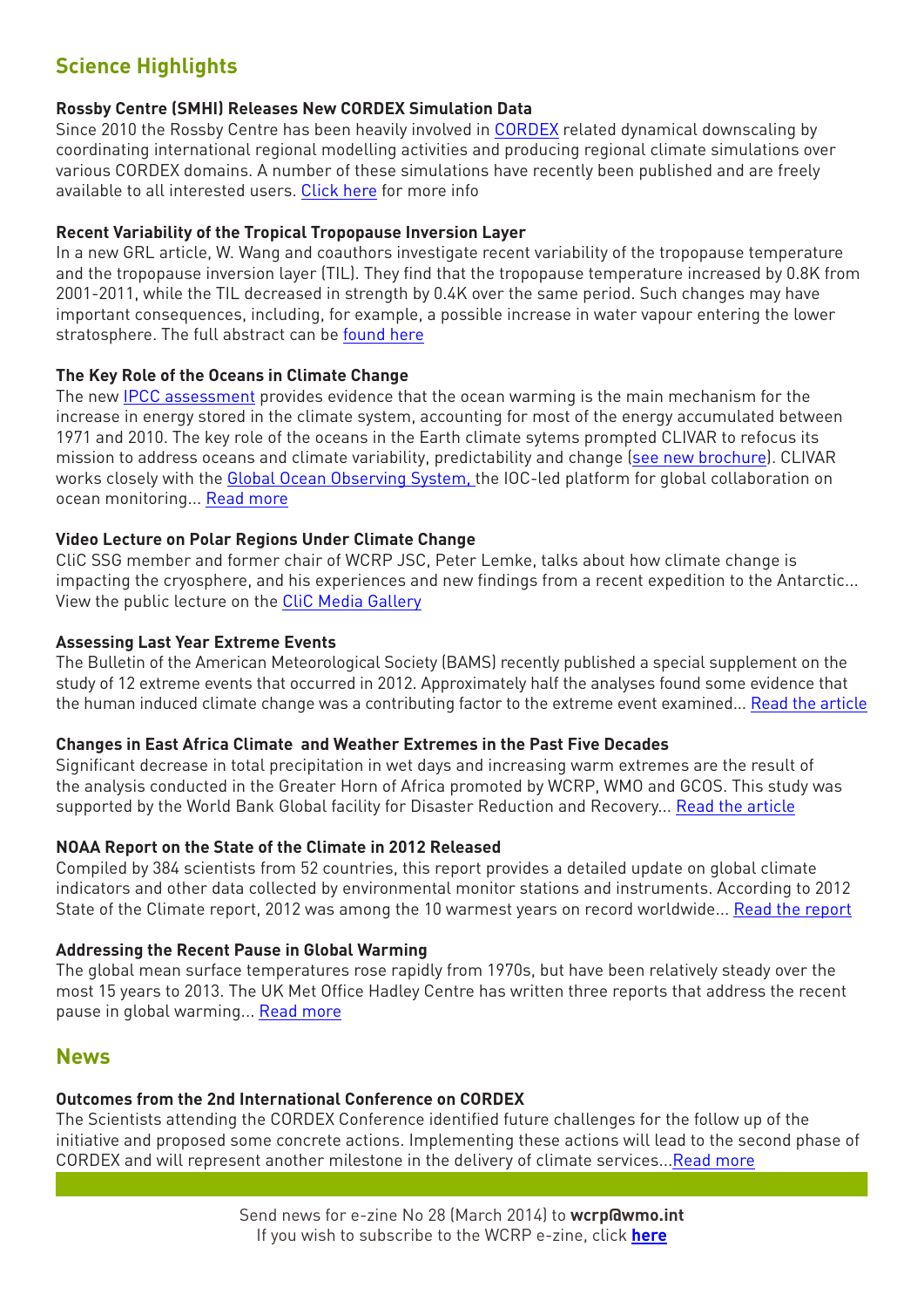## Science Highlights

### Rossby Centre (SMHI) Releases New CORDEX Simulation Data

Since 2010 the Rossby Centre has been heavily involved in CORDEX related dynamical downscaling by coordinating international regional modelling activities and producing regional climate simulations over various CORDEX domains. A number of these simulations have recently been published and are freely available to all interested users. Click here for more info

### Recent Variability of the Tropical Tropopause Inversion Layer

In a new GRL article, W. Wang and coauthors investigate recent variability of the tropopause temperature and the tropopause inversion layer (TIL). They find that the tropopause temperature increased by 0.8K from 2001-2011, while the TIL decreased in strength by 0.4K over the same period. Such changes may have important consequences, including, for example, a possible increase in water vapour entering the lower stratosphere. The full abstract can be found here

### The Key Role of the Oceans in Climate Change

The new IPCC assessment provides evidence that the ocean warming is the main mechanism for the increase in energy stored in the climate system, accounting for most of the energy accumulated between 1971 and 2010. The key role of the oceans in the Earth climate sytems prompted CLIVAR to refocus its mission to address oceans and climate variability, predictability and change (see new brochure). CLIVAR works closely with the Global Ocean Observing System, the IOC-led platform for global collaboration on ocean monitoring... Read more

### Video Lecture on Polar Regions Under Climate Change

CliC SSG member and former chair of WCRP JSC, Peter Lemke, talks about how climate change is impacting the cryosphere, and his experiences and new findings from a recent expedition to the Antarctic... View the public lecture on the CliC Media Gallery

### Assessing Last Year Extreme Events

The Bulletin of the American Meteorological Society (BAMS) recently published a special supplement on the study of 12 extreme events that occurred in 2012. Approximately half the analyses found some evidence that the human induced climate change was a contributing factor to the extreme event examined... Read the article

### Changes in East Africa Climate and Weather Extremes in the Past Five Decades

Significant decrease in total precipitation in wet days and increasing warm extremes are the result of the analysis conducted in the Greater Horn of Africa promoted by WCRP, WMO and GCOS. This study was supported by the World Bank Global facility for Disaster Reduction and Recovery... Read the article

### NOAA Report on the State of the Climate in 2012 Released

Compiled by 384 scientists from 52 countries, this report provides a detailed update on global climate indicators and other data collected by environmental monitor stations and instruments. According to 2012 State of the Climate report, 2012 was among the 10 warmest years on record worldwide... Read the report

### Addressing the Recent Pause in Global Warming

The global mean surface temperatures rose rapidly from 1970s, but have been relatively steady over the most 15 years to 2013. The UK Met Office Hadley Centre has written three reports that address the recent pause in global warming... Read more

## News

### Outcomes from the 2nd International Conference on CORDEX

The Scientists attending the CORDEX Conference identified future challenges for the follow up of the initiative and proposed some concrete actions. Implementing these actions will lead to the second phase of CORDEX and will represent another milestone in the delivery of climate services...Read more

Send news for e-zine No 28 (March 2014) to **wcrp@wmo.int**

If you wish to subscribe to the WCRP e-zine, click **here**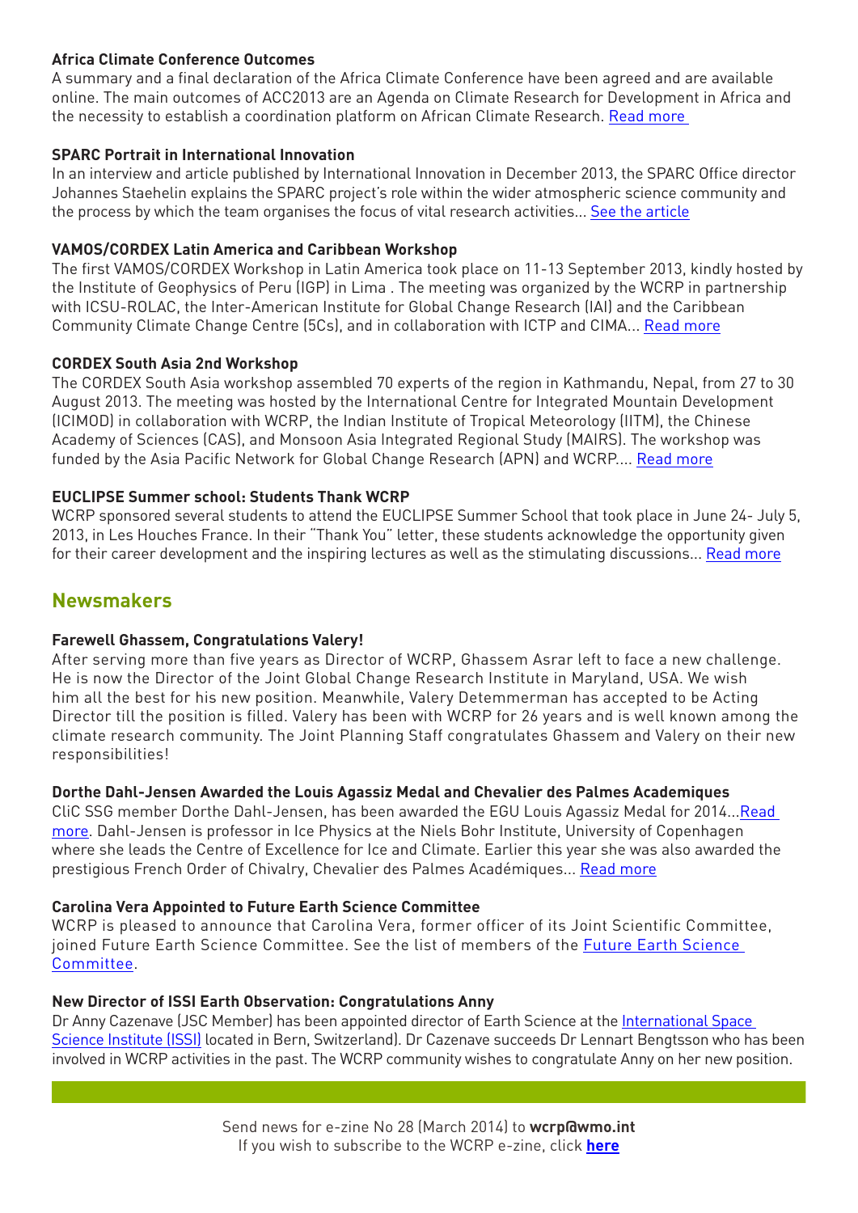**Africa Climate Conference Outcomes**

A summary and a final declaration of the Africa Climate Conference have been agreed and are available online. The main outcomes of ACC2013 are an Agenda on Climate Research for Development in Africa and the necessity to establish a coordination platform on African Climate Research. Read more

**SPARC Portrait in International Innovation**

In an interview and article published by International Innovation in December 2013, the SPARC Office director Johannes Staehelin explains the SPARC project's role within the wider atmospheric science community and the process by which the team organises the focus of vital research activities... See the article

**VAMOS/CORDEX Latin America and Caribbean Workshop**

The first VAMOS/CORDEX Workshop in Latin America took place on 11-13 September 2013, kindly hosted by the Institute of Geophysics of Peru (IGP) in Lima . The meeting was organized by the WCRP in partnership with ICSU-ROLAC, the Inter-American Institute for Global Change Research (IAI) and the Caribbean Community Climate Change Centre (5Cs), and in collaboration with ICTP and CIMA... Read more

**CORDEX South Asia 2nd Workshop**

The CORDEX South Asia workshop assembled 70 experts of the region in Kathmandu, Nepal, from 27 to 30 August 2013. The meeting was hosted by the International Centre for Integrated Mountain Development (ICIMOD) in collaboration with WCRP, the Indian Institute of Tropical Meteorology (IITM), the Chinese Academy of Sciences (CAS), and Monsoon Asia Integrated Regional Study (MAIRS). The workshop was funded by the Asia Pacific Network for Global Change Research (APN) and WCRP.... Read more

**EUCLIPSE Summer school: Students Thank WCRP**

WCRP sponsored several students to attend the EUCLIPSE Summer School that took place in June 24- July 5, 2013, in Les Houches France. In their "Thank You" letter, these students acknowledge the opportunity given for their career development and the inspiring lectures as well as the stimulating discussions... Read more

## Newsmakers

**Farewell Ghassem, Congratulations Valery!**

After serving more than five years as Director of WCRP, Ghassem Asrar left to face a new challenge. He is now the Director of the Joint Global Change Research Institute in Maryland, USA. We wish him all the best for his new position. Meanwhile, Valery Detemmerman has accepted to be Acting Director till the position is filled. Valery has been with WCRP for 26 years and is well known among the climate research community. The Joint Planning Staff congratulates Ghassem and Valery on their new responsibilities!

**Dorthe Dahl-Jensen Awarded the Louis Agassiz Medal and Chevalier des Palmes Academiques**

CliC SSG member Dorthe Dahl-Jensen, has been awarded the EGU Louis Agassiz Medal for 2014...Read more. Dahl-Jensen is professor in Ice Physics at the Niels Bohr Institute, University of Copenhagen where she leads the Centre of Excellence for Ice and Climate. Earlier this year she was also awarded the prestigious French Order of Chivalry, Chevalier des Palmes Académiques... Read more

**Carolina Vera Appointed to Future Earth Science Committee**

WCRP is pleased to announce that Carolina Vera, former officer of its Joint Scientific Committee, joined Future Earth Science Committee. See the list of members of the Future Earth Science Committee.

**New Director of ISSI Earth Observation: Congratulations Anny**

Dr Anny Cazenave (JSC Member) has been appointed director of Earth Science at the International Space Science Institute (ISSI) located in Bern, Switzerland). Dr Cazenave succeeds Dr Lennart Bengtsson who has been involved in WCRP activities in the past. The WCRP community wishes to congratulate Anny on her new position.

Send news for e-zine No 28 (March 2014) to **wcrp@wmo.int**
If you wish to subscribe to the WCRP e-zine, click **here**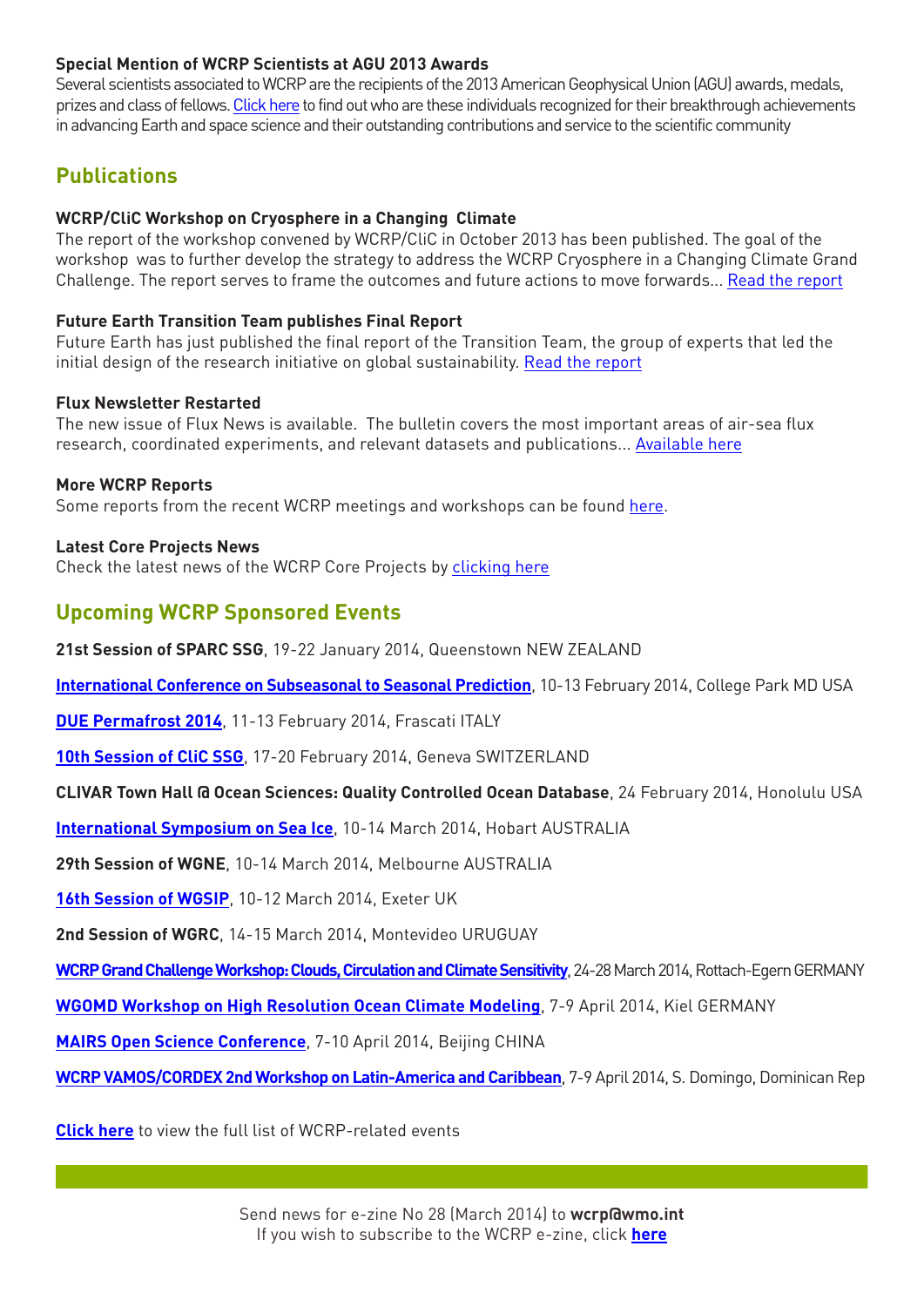**Special Mention of WCRP Scientists at AGU 2013 Awards**
Several scientists associated to WCRP are the recipients of the 2013 American Geophysical Union (AGU) awards, medals, prizes and class of fellows. Click here to find out who are these individuals recognized for their breakthrough achievements in advancing Earth and space science and their outstanding contributions and service to the scientific community

## Publications

**WCRP/CliC Workshop on Cryosphere in a Changing Climate**
The report of the workshop convened by WCRP/CliC in October 2013 has been published. The goal of the workshop was to further develop the strategy to address the WCRP Cryosphere in a Changing Climate Grand Challenge. The report serves to frame the outcomes and future actions to move forwards... Read the report

**Future Earth Transition Team publishes Final Report**
Future Earth has just published the final report of the Transition Team, the group of experts that led the initial design of the research initiative on global sustainability. Read the report

**Flux Newsletter Restarted**
The new issue of Flux News is available. The bulletin covers the most important areas of air-sea flux research, coordinated experiments, and relevant datasets and publications... Available here

**More WCRP Reports**
Some reports from the recent WCRP meetings and workshops can be found here.

**Latest Core Projects News**
Check the latest news of the WCRP Core Projects by clicking here

## Upcoming WCRP Sponsored Events

**21st Session of SPARC SSG**, 19-22 January 2014, Queenstown NEW ZEALAND

**International Conference on Subseasonal to Seasonal Prediction**, 10-13 February 2014, College Park MD USA

**DUE Permafrost 2014**, 11-13 February 2014, Frascati ITALY

**10th Session of CliC SSG**, 17-20 February 2014, Geneva SWITZERLAND

**CLIVAR Town Hall @ Ocean Sciences: Quality Controlled Ocean Database**, 24 February 2014, Honolulu USA

**International Symposium on Sea Ice**, 10-14 March 2014, Hobart AUSTRALIA

**29th Session of WGNE**, 10-14 March 2014, Melbourne AUSTRALIA

**16th Session of WGSIP**, 10-12 March 2014, Exeter UK

**2nd Session of WGRC**, 14-15 March 2014, Montevideo URUGUAY

**WCRP Grand Challenge Workshop: Clouds, Circulation and Climate Sensitivity**, 24-28 March 2014, Rottach-Egern GERMANY

**WGOMD Workshop on High Resolution Ocean Climate Modeling**, 7-9 April 2014, Kiel GERMANY

**MAIRS Open Science Conference**, 7-10 April 2014, Beijing CHINA

**WCRP VAMOS/CORDEX 2nd Workshop on Latin-America and Caribbean**, 7-9 April 2014, S. Domingo, Dominican Rep

**Click here** to view the full list of WCRP-related events

Send news for e-zine No 28 (March 2014) to **wcrp@wmo.int**
If you wish to subscribe to the WCRP e-zine, click **here**